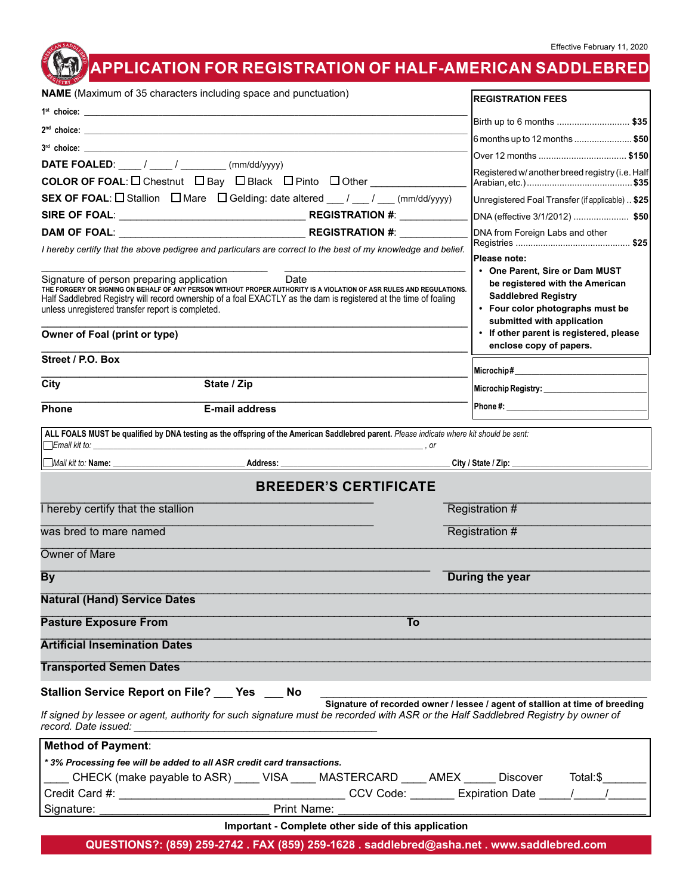Effective February 11, 2020

# APPLICATION FOR REGISTRATION OF HALF-AMERICAN SADDLEBRED

**NAME** (Maximum of 35 characters including space and punctuation)

1st choice: ____________________

2nd choice: ____________________

3rd choice: ____________________

**DATE FOALED**: ____ / ____ / ________ (mm/dd/yyyy)

**COLOR OF FOAL**: ☐ Chestnut ☐ Bay ☐ Black ☐ Pinto ☐ Other ____________

**SEX OF FOAL**: ☐ Stallion ☐ Mare ☐ Gelding: date altered ___ / ___ / ___ (mm/dd/yyyy)

**SIRE OF FOAL**: ____________________ **REGISTRATION #**: ____________

**DAM OF FOAL**: ____________________ **REGISTRATION #**: ____________

*I hereby certify that the above pedigree and particulars are correct to the best of my knowledge and belief.*

Signature of person preparing application ____________________ Date ____________

THE FORGERY OR SIGNING ON BEHALF OF ANY PERSON WITHOUT PROPER AUTHORITY IS A VIOLATION OF ASR RULES AND REGULATIONS.
Half Saddlebred Registry will record ownership of a foal EXACTLY as the dam is registered at the time of foaling unless unregistered transfer report is completed.

**Owner of Foal (print or type)** ____________________

**Street / P.O. Box** ____________________

**City** ____________ **State / Zip** ____________

**Phone** ____________ **E-mail address** ____________

| REGISTRATION FEES | |
|---|---|
| Birth up to 6 months | **$35** |
| 6 months up to 12 months | **$50** |
| Over 12 months | **$150** |
| Registered w/ another breed registry (i.e. Half Arabian, etc.) | **$35** |
| Unregistered Foal Transfer (if applicable) | **$25** |
| DNA (effective 3/1/2012) | **$50** |
| DNA from Foreign Labs and other Registries | **$25** |

**Please note:**
- **One Parent, Sire or Dam MUST be registered with the American Saddlebred Registry**
- **Four color photographs must be submitted with application**
- **If other parent is registered, please enclose copy of papers.**

**Microchip#** ____________________

**Microchip Registry:** ____________________

**Phone #:** ____________________

**ALL FOALS MUST be qualified by DNA testing as the offspring of the American Saddlebred parent.** *Please indicate where kit should be sent:*

☐ *Email kit to:* ____________________ *, or*

☐ *Mail kit to:* **Name:** ____________ **Address:** ____________ **City / State / Zip:** ____________

## BREEDER'S CERTIFICATE

I hereby certify that the stallion ____________________ Registration # ____________

was bred to mare named ____________________ Registration # ____________

Owner of Mare ____________________

**By** ____________________ **During the year** ____________

**Natural (Hand) Service Dates** ____________________

**Pasture Exposure From** ____________ **To** ____________

**Artificial Insemination Dates** ____________________

**Transported Semen Dates** ____________________

**Stallion Service Report on File? ___ Yes ___ No** ____________________

**Signature of recorded owner / lessee / agent of stallion at time of breeding**

*If signed by lessee or agent, authority for such signature must be recorded with ASR or the Half Saddlebred Registry by owner of record. Date issued:* ____________________

**Method of Payment**:

*\* 3% Processing fee will be added to all ASR credit card transactions.*

____ CHECK (make payable to ASR) ____ VISA ____ MASTERCARD ____ AMEX _____ Discover Total:$_______

Credit Card #: ____________________ CCV Code: _______ Expiration Date _____/_____/______

Signature: ____________________ Print Name: ____________________

**Important - Complete other side of this application**

**QUESTIONS?: (859) 259-2742 . FAX (859) 259-1628 . saddlebred@asha.net . www.saddlebred.com**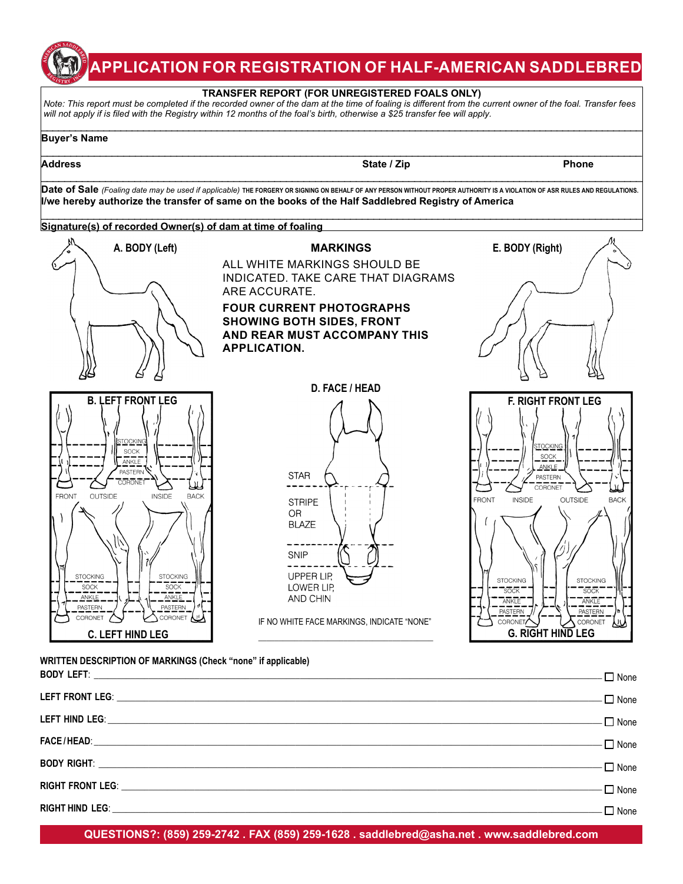# APPLICATION FOR REGISTRATION OF HALF-AMERICAN SADDLEBRED

**TRANSFER REPORT (FOR UNREGISTERED FOALS ONLY)**

*Note: This report must be completed if the recorded owner of the dam at the time of foaling is different from the current owner of the foal. Transfer fees will not apply if is filed with the Registry within 12 months of the foal's birth, otherwise a $25 transfer fee will apply.*

**Buyer's Name**

**Address** **State / Zip** **Phone**

**Date of Sale** *(Foaling date may be used if applicable)* THE FORGERY OR SIGNING ON BEHALF OF ANY PERSON WITHOUT PROPER AUTHORITY IS A VIOLATION OF ASR RULES AND REGULATIONS.

**I/we hereby authorize the transfer of same on the books of the Half Saddlebred Registry of America**

**Signature(s) of recorded Owner(s) of dam at time of foaling**

**A. BODY (Left)**

**MARKINGS**

ALL WHITE MARKINGS SHOULD BE INDICATED. TAKE CARE THAT DIAGRAMS ARE ACCURATE.

**FOUR CURRENT PHOTOGRAPHS SHOWING BOTH SIDES, FRONT AND REAR MUST ACCOMPANY THIS APPLICATION.**

**E. BODY (Right)**

**B. LEFT FRONT LEG**

STOCKING
SOCK
ANKLE
PASTERN
CORONET

FRONT OUTSIDE INSIDE BACK

STOCKING
SOCK
ANKLE
PASTERN
CORONET

**C. LEFT HIND LEG**

**D. FACE / HEAD**

STAR

STRIPE OR BLAZE

SNIP

UPPER LIP, LOWER LIP, AND CHIN

IF NO WHITE FACE MARKINGS, INDICATE "NONE"

**F. RIGHT FRONT LEG**

STOCKING
SOCK
ANKLE
PASTERN
CORONET

FRONT INSIDE OUTSIDE BACK

STOCKING
SOCK
ANKLE
PASTERN
CORONET

**G. RIGHT HIND LEG**

**WRITTEN DESCRIPTION OF MARKINGS (Check "none" if applicable)**

**BODY LEFT**: ______________________ ☐ None

**LEFT FRONT LEG**: ______________________ ☐ None

**LEFT HIND LEG**: ______________________ ☐ None

**FACE / HEAD**: ______________________ ☐ None

**BODY RIGHT**: ______________________ ☐ None

**RIGHT FRONT LEG**: ______________________ ☐ None

**RIGHT HIND LEG**: ______________________ ☐ None

**QUESTIONS?: (859) 259-2742 . FAX (859) 259-1628 . saddlebred@asha.net . www.saddlebred.com**